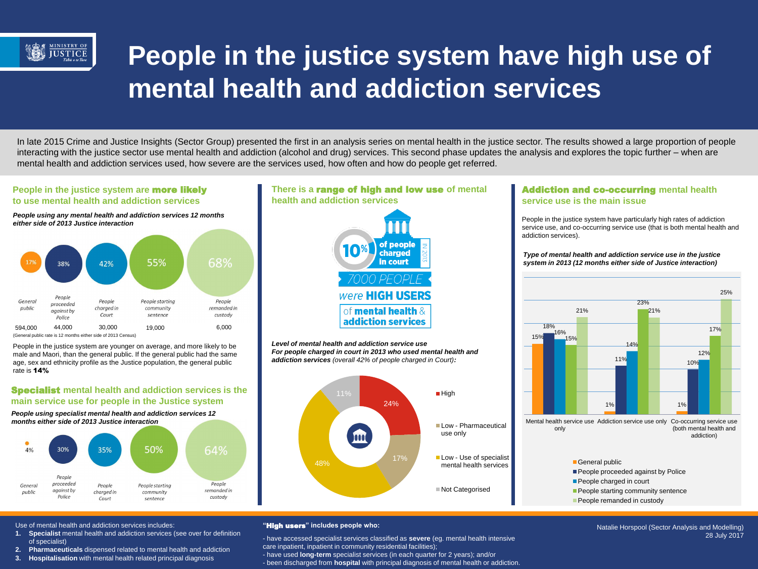# People in the justice system have high use of mental health and addiction services

In late 2015 Crime and Justice Insights (Sector Group) presented the first in an analysis series on mental health in the justice sector. The results showed a large proportion of people interacting with the justice sector use mental health and addiction (alcohol and drug) services. This second phase updates the analysis and explores the topic further – when are mental health and addiction services used, how severe are the services used, how often and how do people get referred.

## People in the justice system are **more likely** to use mental health and addiction services

***People using any mental health and addiction services 12 months either side of 2013 Justice interaction***

| General public | People proceeded against by Police | People charged in Court | People starting community sentence | People remanded in custody |
|---|---|---|---|---|
| 17% | 38% | 42% | 55% | 68% |
| 594,000 | 44,000 | 30,000 | 19,000 | 6,000 |

(General public rate is 12 months either side of 2013 Census)

People in the justice system are younger on average, and more likely to be male and Maori, than the general public. If the general public had the same age, sex and ethnicity profile as the Justice population, the general public rate is **14%**

## **Specialist** mental health and addiction services is the main service use for people in the Justice system

***People using specialist mental health and addiction services 12 months either side of 2013 Justice interaction***

| General public | People proceeded against by Police | People charged in Court | People starting community sentence | People remanded in custody |
|---|---|---|---|---|
| 4% | 30% | 35% | 50% | 64% |

## There is a **range of high and low use** of mental health and addiction services

**10%** of people charged in court IN 2013

7000 PEOPLE were **HIGH USERS** of **mental health** & **addiction services**

***Level of mental health and addiction service use***
***For people charged in court in 2013 who used mental health and addiction services** (overall 42% of people charged in Court):*

| Level | % |
|---|---|
| High | 24% |
| Low - Pharmaceutical use only | 17% |
| Low - Use of specialist mental health services | 48% |
| Not Categorised | 11% |

## **Addiction and co-occurring** mental health service use is the main issue

People in the justice system have particularly high rates of addiction service use, and co-occurring service use (that is both mental health and addiction services).

***Type of mental health and addiction service use in the justice system in 2013 (12 months either side of Justice interaction)***

| | Mental health service use only | Addiction service use only | Co-occurring service use (both mental health and addiction) |
|---|---|---|---|
| General public | 15% | 1% | 1% |
| People proceeded against by Police | 18% | 11% | 10% |
| People charged in court | 16% | 14% | 12% |
| People starting community sentence | 15% | 23% | 17% |
| People remanded in custody | 21% | 21% | 25% |

Use of mental health and addiction services includes:

1. **Specialist** mental health and addiction services (see over for definition of specialist)
2. **Pharmaceuticals** dispensed related to mental health and addiction
3. **Hospitalisation** with mental health related principal diagnosis

"**High users**" includes people who:

- have accessed specialist services classified as **severe** (eg. mental health intensive care inpatient, inpatient in community residential facilities);
- have used **long-term** specialist services (in each quarter for 2 years); and/or
- been discharged from **hospital** with principal diagnosis of mental health or addiction.

Natalie Horspool (Sector Analysis and Modelling)
28 July 2017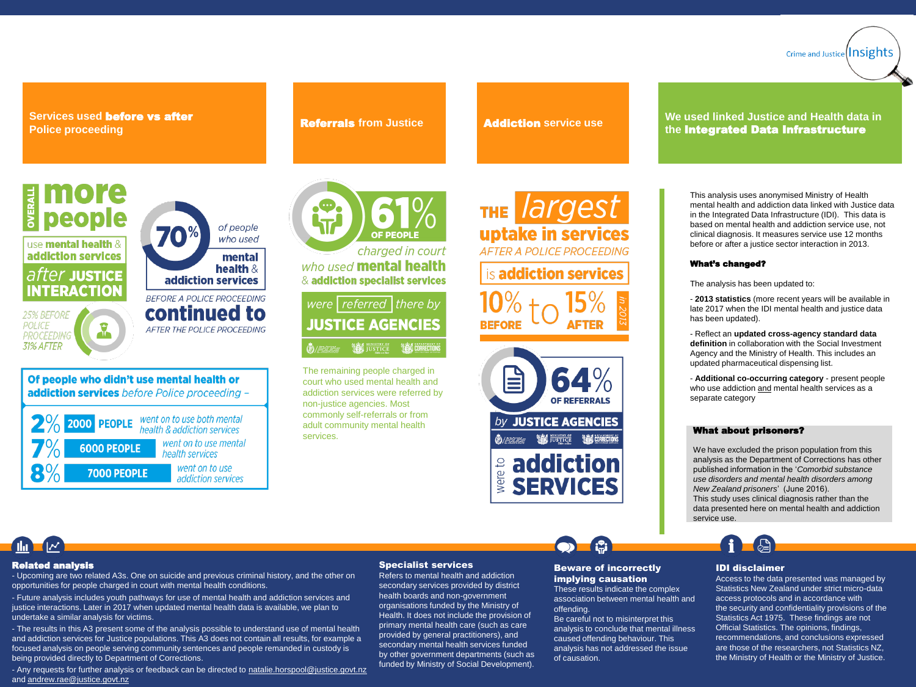Crime and Justice Insights

## Services used **before vs after** Police proceeding

OVERALL **more people** use **mental health** & **addiction services** *after* **JUSTICE INTERACTION**

25% BEFORE POLICE PROCEEDING
31% AFTER

**70%** of people who used **mental health** & **addiction services** BEFORE A POLICE PROCEEDING **continued to** AFTER THE POLICE PROCEEDING

**Of people who didn't use mental health or addiction services** *before Police proceeding –*

- **2%** **2000 PEOPLE** went on to use both mental health & addiction services
- **7%** **6000 PEOPLE** went on to use mental health services
- **8%** **7000 PEOPLE** went on to use addiction services

## **Referrals** from Justice

**61%** OF PEOPLE charged in court who used **mental health** & **addiction specialist services** were **referred** there by **JUSTICE AGENCIES**

The remaining people charged in court who used mental health and addiction services were referred by non-justice agencies. Most commonly self-referrals or from adult community mental health services.

## **Addiction** service use

THE *largest* **uptake in services** AFTER A POLICE PROCEEDING is **addiction services**

**10%** BEFORE to **15%** AFTER *in 2013*

**64%** OF REFERRALS by **JUSTICE AGENCIES** were to **addiction SERVICES**

## We used linked Justice and Health data in the **Integrated Data Infrastructure**

This analysis uses anonymised Ministry of Health mental health and addiction data linked with Justice data in the Integrated Data Infrastructure (IDI). This data is based on mental health and addiction service use, not clinical diagnosis. It measures service use 12 months before or after a justice sector interaction in 2013.

### What's changed?

The analysis has been updated to:

- **2013 statistics** (more recent years will be available in late 2017 when the IDI mental health and justice data has been updated).
- Reflect an **updated cross-agency standard data definition** in collaboration with the Social Investment Agency and the Ministry of Health. This includes an updated pharmaceutical dispensing list.
- **Additional co-occurring category** - present people who use addiction and mental health services as a separate category

### What about prisoners?

We have excluded the prison population from this analysis as the Department of Corrections has other published information in the '*Comorbid substance use disorders and mental health disorders among New Zealand prisoners*' (June 2016).
This study uses clinical diagnosis rather than the data presented here on mental health and addiction service use.

### Related analysis

- Upcoming are two related A3s. One on suicide and previous criminal history, and the other on opportunities for people charged in court with mental health conditions.
- Future analysis includes youth pathways for use of mental health and addiction services and justice interactions. Later in 2017 when updated mental health data is available, we plan to undertake a similar analysis for victims.
- The results in this A3 present some of the analysis possible to understand use of mental health and addiction services for Justice populations. This A3 does not contain all results, for example a focused analysis on people serving community sentences and people remanded in custody is being provided directly to Department of Corrections.
- Any requests for further analysis or feedback can be directed to natalie.horspool@justice.govt.nz and andrew.rae@justice.govt.nz

### Specialist services

Refers to mental health and addiction secondary services provided by district health boards and non-government organisations funded by the Ministry of Health. It does not include the provision of primary mental health care (such as care provided by general practitioners), and secondary mental health services funded by other government departments (such as funded by Ministry of Social Development).

### Beware of incorrectly implying causation

These results indicate the complex association between mental health and offending.
Be careful not to misinterpret this analysis to conclude that mental illness caused offending behaviour. This analysis has not addressed the issue of causation.

### IDI disclaimer

Access to the data presented was managed by Statistics New Zealand under strict micro-data access protocols and in accordance with the security and confidentiality provisions of the Statistics Act 1975. These findings are not Official Statistics. The opinions, findings, recommendations, and conclusions expressed are those of the researchers, not Statistics NZ, the Ministry of Health or the Ministry of Justice.